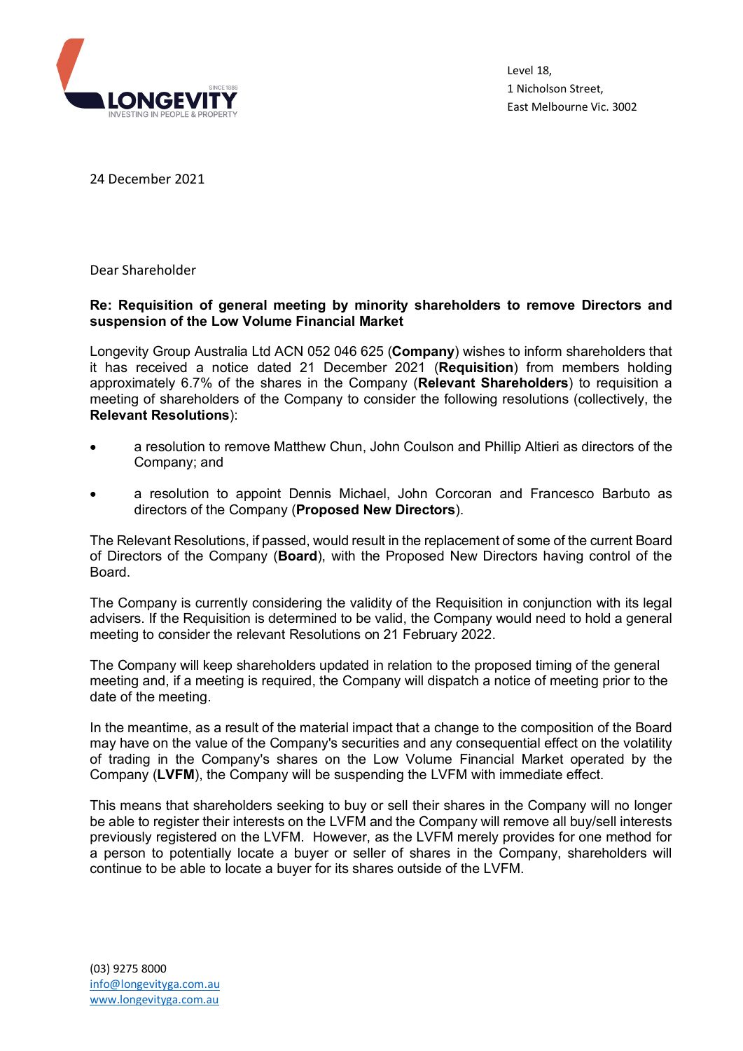Level 18,
1 Nicholson Street,
East Melbourne Vic. 3002

24 December 2021

Dear Shareholder

**Re: Requisition of general meeting by minority shareholders to remove Directors and suspension of the Low Volume Financial Market**

Longevity Group Australia Ltd ACN 052 046 625 (**Company**) wishes to inform shareholders that it has received a notice dated 21 December 2021 (**Requisition**) from members holding approximately 6.7% of the shares in the Company (**Relevant Shareholders**) to requisition a meeting of shareholders of the Company to consider the following resolutions (collectively, the **Relevant Resolutions**):

- a resolution to remove Matthew Chun, John Coulson and Phillip Altieri as directors of the Company; and
- a resolution to appoint Dennis Michael, John Corcoran and Francesco Barbuto as directors of the Company (**Proposed New Directors**).

The Relevant Resolutions, if passed, would result in the replacement of some of the current Board of Directors of the Company (**Board**), with the Proposed New Directors having control of the Board.

The Company is currently considering the validity of the Requisition in conjunction with its legal advisers. If the Requisition is determined to be valid, the Company would need to hold a general meeting to consider the relevant Resolutions on 21 February 2022.

The Company will keep shareholders updated in relation to the proposed timing of the general meeting and, if a meeting is required, the Company will dispatch a notice of meeting prior to the date of the meeting.

In the meantime, as a result of the material impact that a change to the composition of the Board may have on the value of the Company's securities and any consequential effect on the volatility of trading in the Company's shares on the Low Volume Financial Market operated by the Company (**LVFM**), the Company will be suspending the LVFM with immediate effect.

This means that shareholders seeking to buy or sell their shares in the Company will no longer be able to register their interests on the LVFM and the Company will remove all buy/sell interests previously registered on the LVFM. However, as the LVFM merely provides for one method for a person to potentially locate a buyer or seller of shares in the Company, shareholders will continue to be able to locate a buyer for its shares outside of the LVFM.

(03) 9275 8000
info@longevityga.com.au
www.longevityga.com.au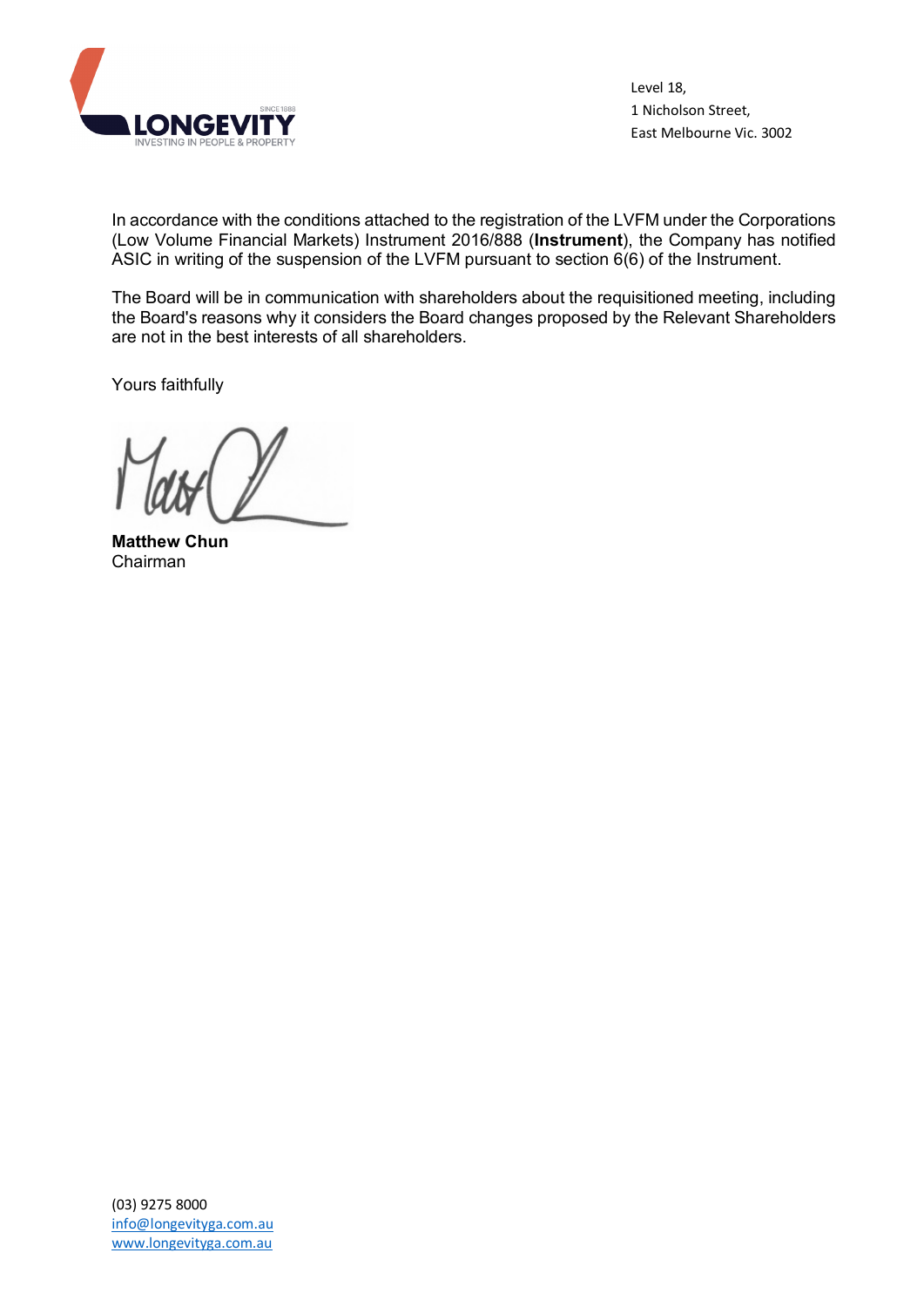Level 18,
1 Nicholson Street,
East Melbourne Vic. 3002

In accordance with the conditions attached to the registration of the LVFM under the Corporations (Low Volume Financial Markets) Instrument 2016/888 (**Instrument**), the Company has notified ASIC in writing of the suspension of the LVFM pursuant to section 6(6) of the Instrument.

The Board will be in communication with shareholders about the requisitioned meeting, including the Board's reasons why it considers the Board changes proposed by the Relevant Shareholders are not in the best interests of all shareholders.

Yours faithfully

**Matthew Chun**
Chairman

(03) 9275 8000
info@longevityga.com.au
www.longevityga.com.au